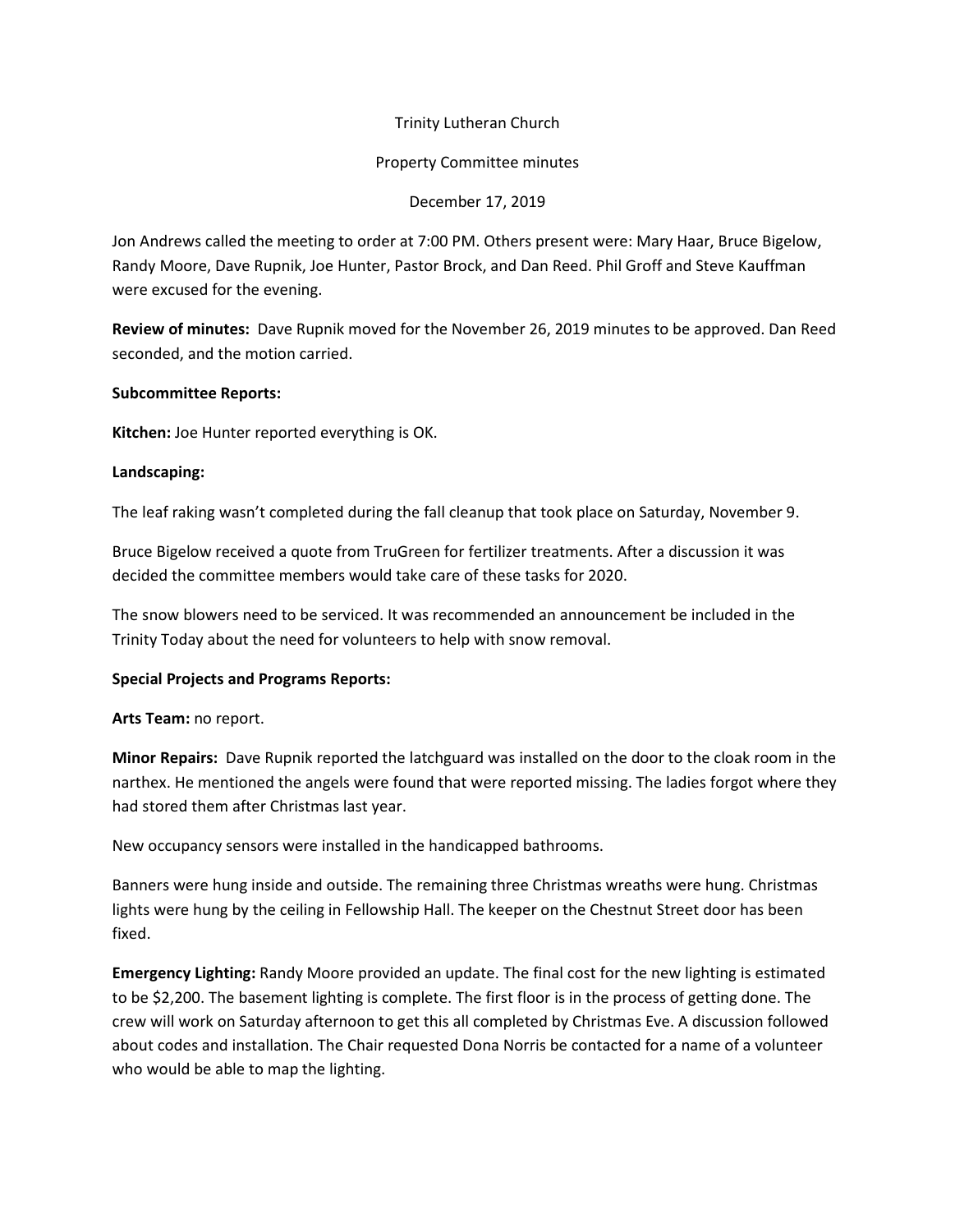Trinity Lutheran Church

Property Committee minutes

December 17, 2019

Jon Andrews called the meeting to order at 7:00 PM. Others present were: Mary Haar, Bruce Bigelow, Randy Moore, Dave Rupnik, Joe Hunter, Pastor Brock, and Dan Reed. Phil Groff and Steve Kauffman were excused for the evening.

**Review of minutes:** Dave Rupnik moved for the November 26, 2019 minutes to be approved. Dan Reed seconded, and the motion carried.

**Subcommittee Reports:**

**Kitchen:** Joe Hunter reported everything is OK.

**Landscaping:**

The leaf raking wasn't completed during the fall cleanup that took place on Saturday, November 9.

Bruce Bigelow received a quote from TruGreen for fertilizer treatments. After a discussion it was decided the committee members would take care of these tasks for 2020.

The snow blowers need to be serviced. It was recommended an announcement be included in the Trinity Today about the need for volunteers to help with snow removal.

**Special Projects and Programs Reports:**

**Arts Team:** no report.

**Minor Repairs:** Dave Rupnik reported the latchguard was installed on the door to the cloak room in the narthex. He mentioned the angels were found that were reported missing. The ladies forgot where they had stored them after Christmas last year.

New occupancy sensors were installed in the handicapped bathrooms.

Banners were hung inside and outside. The remaining three Christmas wreaths were hung. Christmas lights were hung by the ceiling in Fellowship Hall. The keeper on the Chestnut Street door has been fixed.

**Emergency Lighting:** Randy Moore provided an update. The final cost for the new lighting is estimated to be $2,200. The basement lighting is complete. The first floor is in the process of getting done. The crew will work on Saturday afternoon to get this all completed by Christmas Eve. A discussion followed about codes and installation. The Chair requested Dona Norris be contacted for a name of a volunteer who would be able to map the lighting.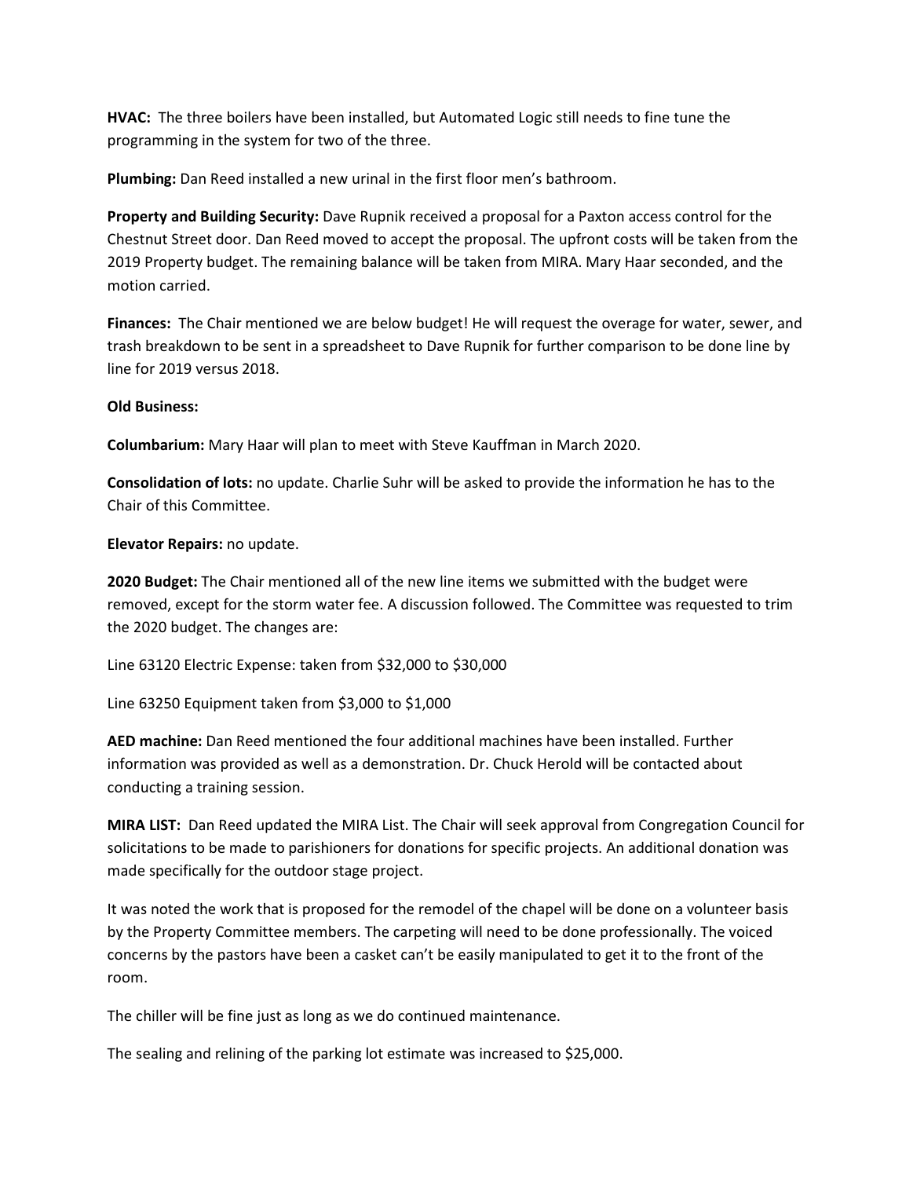**HVAC:** The three boilers have been installed, but Automated Logic still needs to fine tune the programming in the system for two of the three.

**Plumbing:** Dan Reed installed a new urinal in the first floor men's bathroom.

**Property and Building Security:** Dave Rupnik received a proposal for a Paxton access control for the Chestnut Street door. Dan Reed moved to accept the proposal. The upfront costs will be taken from the 2019 Property budget. The remaining balance will be taken from MIRA. Mary Haar seconded, and the motion carried.

**Finances:** The Chair mentioned we are below budget! He will request the overage for water, sewer, and trash breakdown to be sent in a spreadsheet to Dave Rupnik for further comparison to be done line by line for 2019 versus 2018.

**Old Business:**

**Columbarium:** Mary Haar will plan to meet with Steve Kauffman in March 2020.

**Consolidation of lots:** no update. Charlie Suhr will be asked to provide the information he has to the Chair of this Committee.

**Elevator Repairs:** no update.

**2020 Budget:** The Chair mentioned all of the new line items we submitted with the budget were removed, except for the storm water fee. A discussion followed. The Committee was requested to trim the 2020 budget. The changes are:

Line 63120 Electric Expense: taken from $32,000 to $30,000

Line 63250 Equipment taken from $3,000 to $1,000

**AED machine:** Dan Reed mentioned the four additional machines have been installed. Further information was provided as well as a demonstration. Dr. Chuck Herold will be contacted about conducting a training session.

**MIRA LIST:** Dan Reed updated the MIRA List. The Chair will seek approval from Congregation Council for solicitations to be made to parishioners for donations for specific projects. An additional donation was made specifically for the outdoor stage project.

It was noted the work that is proposed for the remodel of the chapel will be done on a volunteer basis by the Property Committee members. The carpeting will need to be done professionally. The voiced concerns by the pastors have been a casket can't be easily manipulated to get it to the front of the room.

The chiller will be fine just as long as we do continued maintenance.

The sealing and relining of the parking lot estimate was increased to $25,000.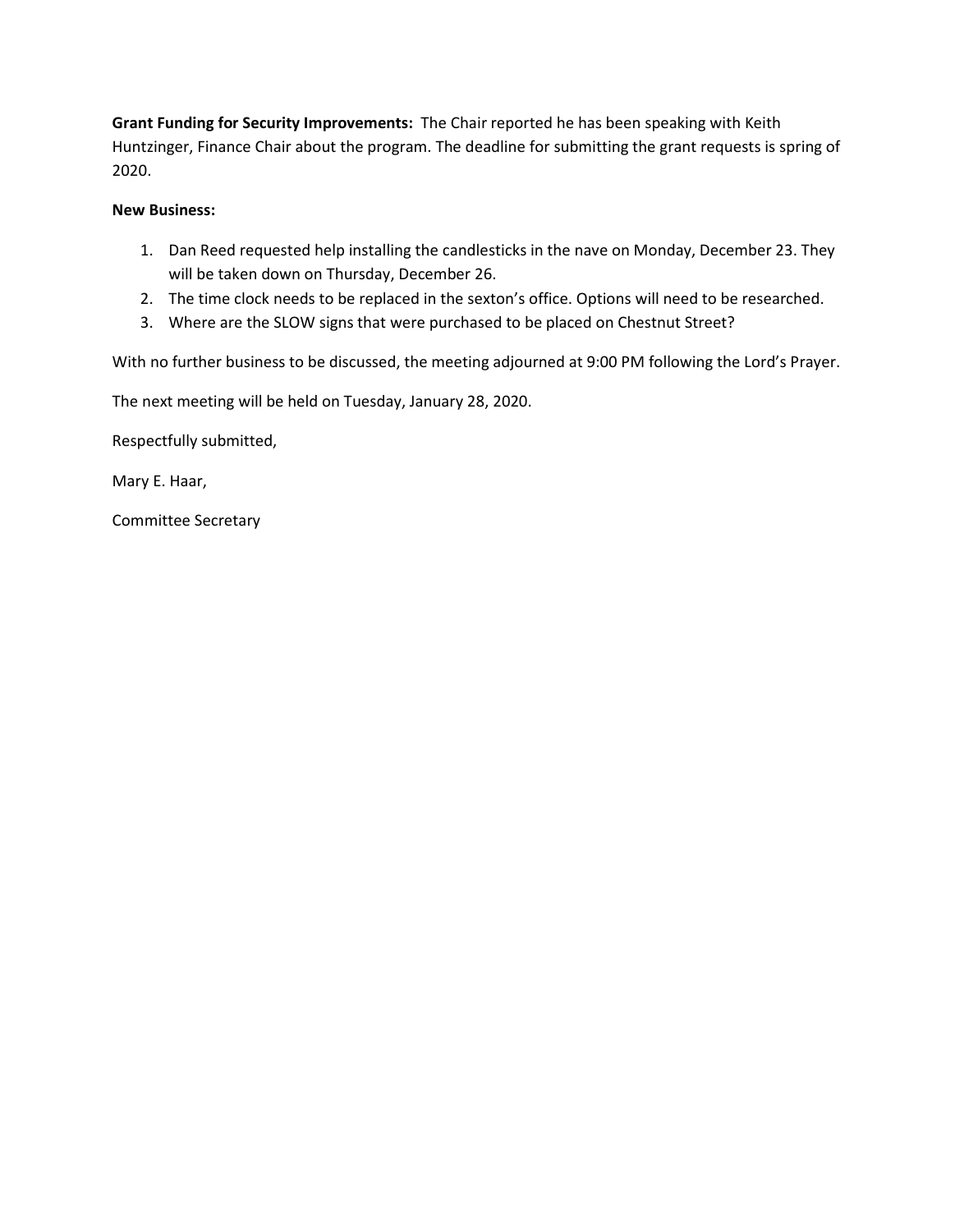**Grant Funding for Security Improvements:** The Chair reported he has been speaking with Keith Huntzinger, Finance Chair about the program. The deadline for submitting the grant requests is spring of 2020.

**New Business:**

1. Dan Reed requested help installing the candlesticks in the nave on Monday, December 23. They will be taken down on Thursday, December 26.
2. The time clock needs to be replaced in the sexton's office. Options will need to be researched.
3. Where are the SLOW signs that were purchased to be placed on Chestnut Street?

With no further business to be discussed, the meeting adjourned at 9:00 PM following the Lord's Prayer.

The next meeting will be held on Tuesday, January 28, 2020.

Respectfully submitted,

Mary E. Haar,

Committee Secretary